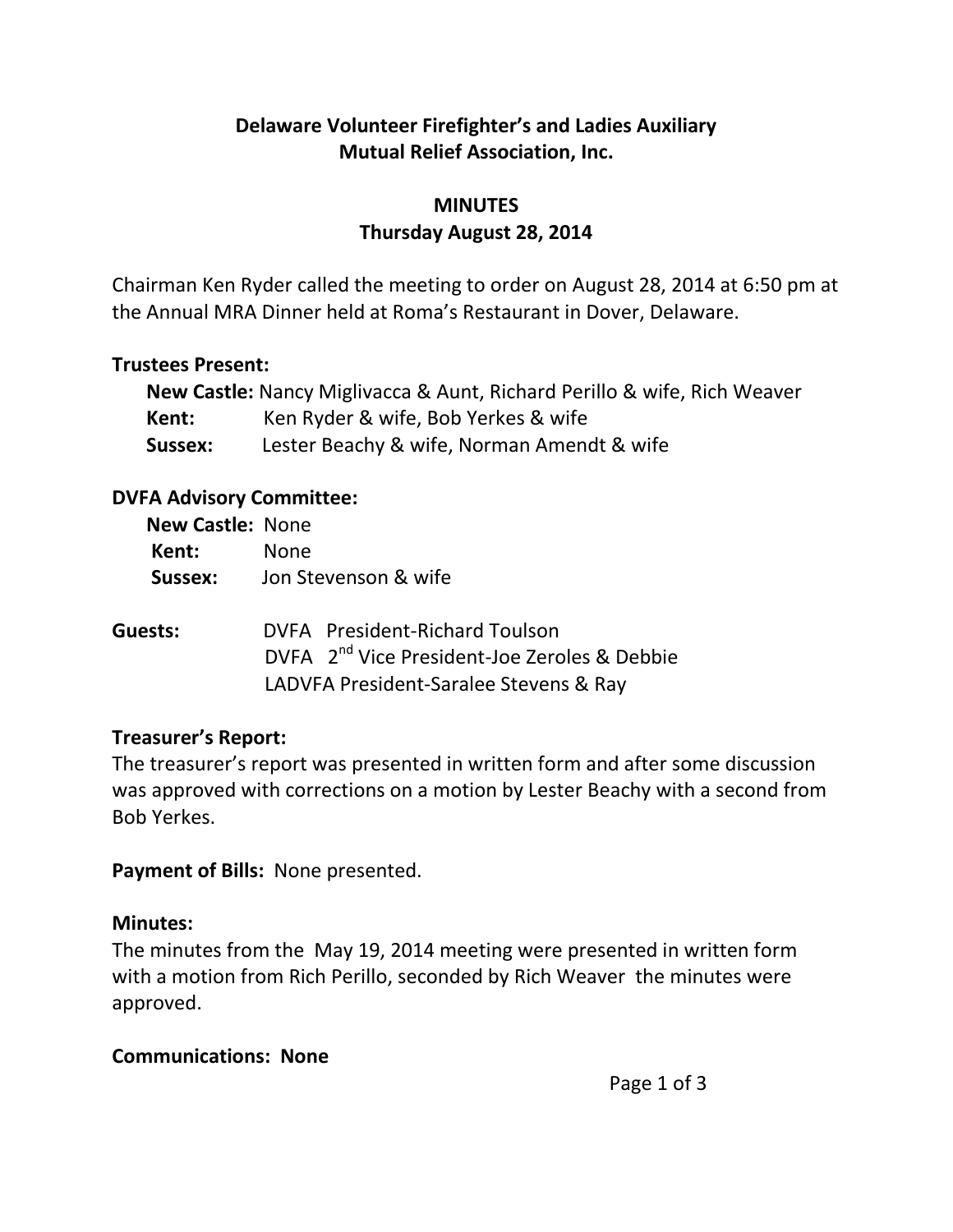# Delaware Volunteer Firefighter's and Ladies Auxiliary Mutual Relief Association, Inc.

## MINUTES
## Thursday August 28, 2014

Chairman Ken Ryder called the meeting to order on August 28, 2014 at 6:50 pm at the Annual MRA Dinner held at Roma's Restaurant in Dover, Delaware.

**Trustees Present:**

- **New Castle:** Nancy Miglivacca & Aunt, Richard Perillo & wife, Rich Weaver
- **Kent:** Ken Ryder & wife, Bob Yerkes & wife
- **Sussex:** Lester Beachy & wife, Norman Amendt & wife

**DVFA Advisory Committee:**

- **New Castle:** None
- **Kent:** None
- **Sussex:** Jon Stevenson & wife

**Guests:**

- DVFA President-Richard Toulson
- DVFA 2nd Vice President-Joe Zeroles & Debbie
- LADVFA President-Saralee Stevens & Ray

**Treasurer's Report:**
The treasurer's report was presented in written form and after some discussion was approved with corrections on a motion by Lester Beachy with a second from Bob Yerkes.

**Payment of Bills:** None presented.

**Minutes:**
The minutes from the May 19, 2014 meeting were presented in written form with a motion from Rich Perillo, seconded by Rich Weaver the minutes were approved.

**Communications: None**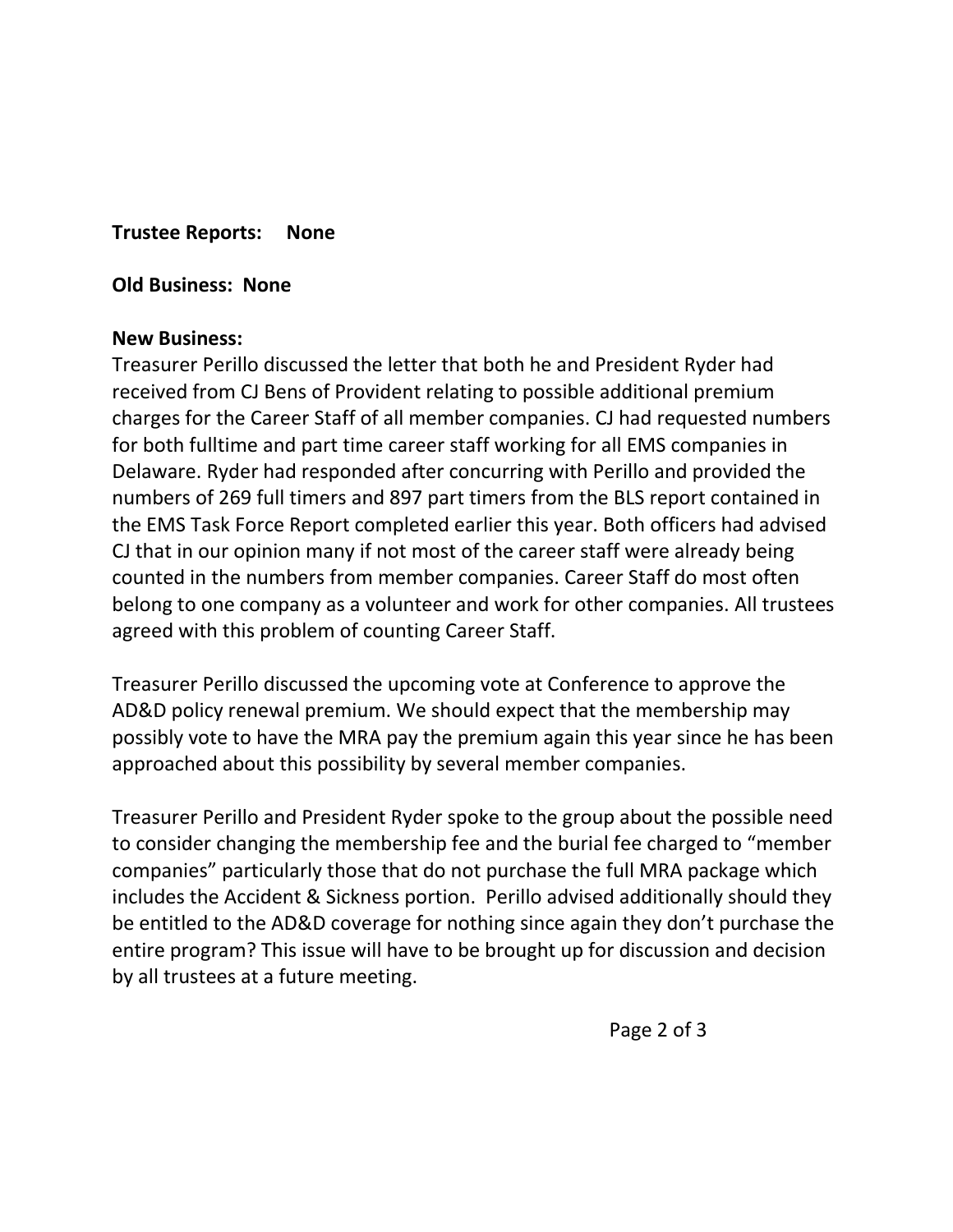**Trustee Reports:** **None**

**Old Business:** **None**

**New Business:**
Treasurer Perillo discussed the letter that both he and President Ryder had received from CJ Bens of Provident relating to possible additional premium charges for the Career Staff of all member companies. CJ had requested numbers for both fulltime and part time career staff working for all EMS companies in Delaware. Ryder had responded after concurring with Perillo and provided the numbers of 269 full timers and 897 part timers from the BLS report contained in the EMS Task Force Report completed earlier this year. Both officers had advised CJ that in our opinion many if not most of the career staff were already being counted in the numbers from member companies. Career Staff do most often belong to one company as a volunteer and work for other companies. All trustees agreed with this problem of counting Career Staff.

Treasurer Perillo discussed the upcoming vote at Conference to approve the AD&D policy renewal premium. We should expect that the membership may possibly vote to have the MRA pay the premium again this year since he has been approached about this possibility by several member companies.

Treasurer Perillo and President Ryder spoke to the group about the possible need to consider changing the membership fee and the burial fee charged to "member companies" particularly those that do not purchase the full MRA package which includes the Accident & Sickness portion. Perillo advised additionally should they be entitled to the AD&D coverage for nothing since again they don't purchase the entire program? This issue will have to be brought up for discussion and decision by all trustees at a future meeting.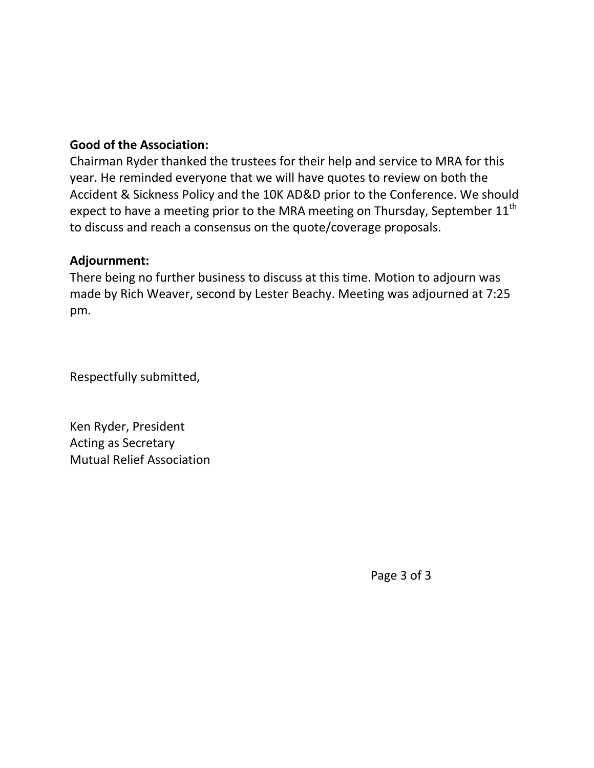**Good of the Association:**
Chairman Ryder thanked the trustees for their help and service to MRA for this year. He reminded everyone that we will have quotes to review on both the Accident & Sickness Policy and the 10K AD&D prior to the Conference. We should expect to have a meeting prior to the MRA meeting on Thursday, September 11th to discuss and reach a consensus on the quote/coverage proposals.

**Adjournment:**
There being no further business to discuss at this time. Motion to adjourn was made by Rich Weaver, second by Lester Beachy. Meeting was adjourned at 7:25 pm.

Respectfully submitted,

Ken Ryder, President
Acting as Secretary
Mutual Relief Association